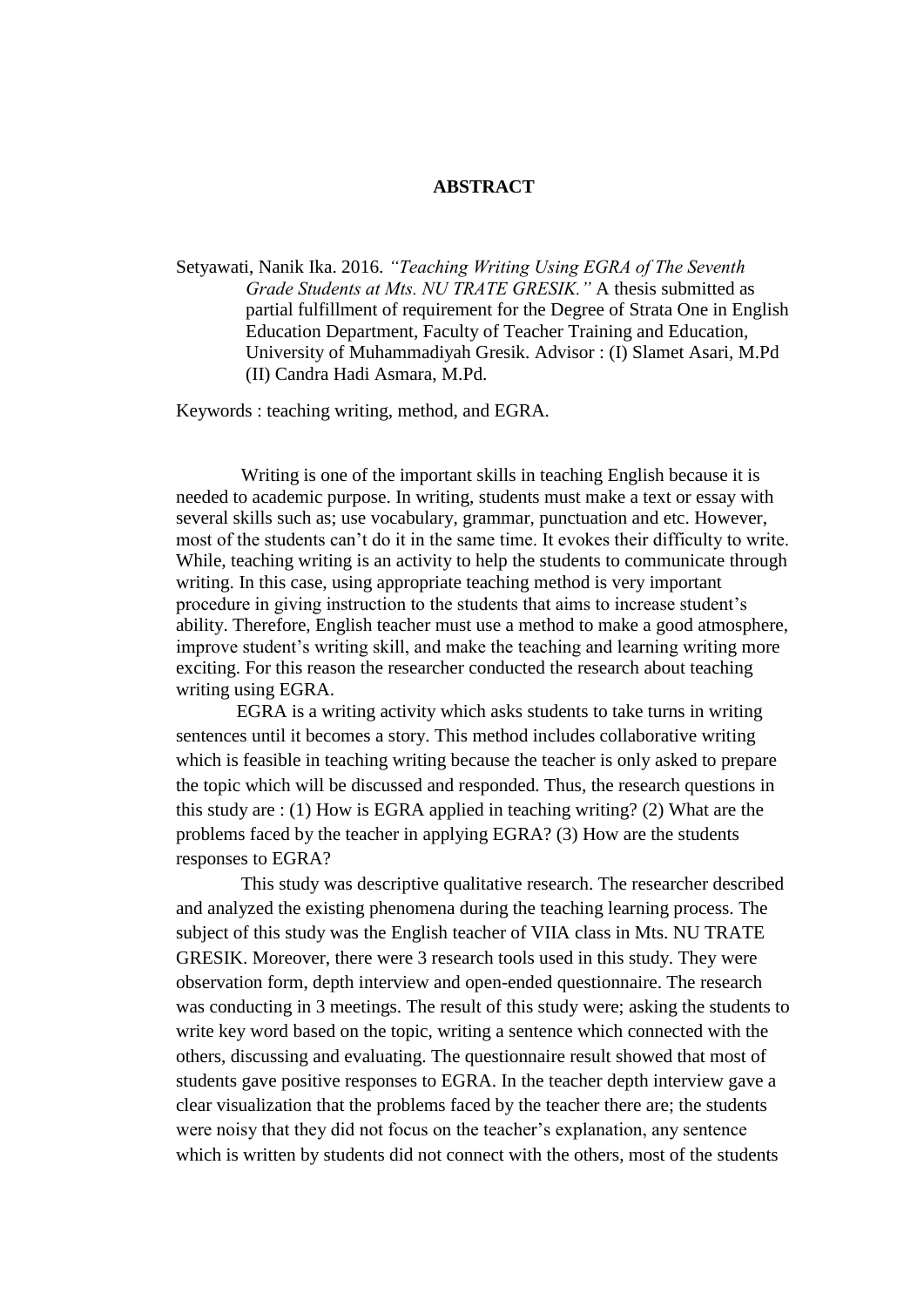# ABSTRACT

Setyawati, Nanik Ika. 2016. *"Teaching Writing Using EGRA of The Seventh Grade Students at Mts. NU TRATE GRESIK."* A thesis submitted as partial fulfillment of requirement for the Degree of Strata One in English Education Department, Faculty of Teacher Training and Education, University of Muhammadiyah Gresik. Advisor : (I) Slamet Asari, M.Pd (II) Candra Hadi Asmara, M.Pd.

Keywords : teaching writing, method, and EGRA.

Writing is one of the important skills in teaching English because it is needed to academic purpose. In writing, students must make a text or essay with several skills such as; use vocabulary, grammar, punctuation and etc. However, most of the students can't do it in the same time. It evokes their difficulty to write. While, teaching writing is an activity to help the students to communicate through writing. In this case, using appropriate teaching method is very important procedure in giving instruction to the students that aims to increase student's ability. Therefore, English teacher must use a method to make a good atmosphere, improve student's writing skill, and make the teaching and learning writing more exciting. For this reason the researcher conducted the research about teaching writing using EGRA.

EGRA is a writing activity which asks students to take turns in writing sentences until it becomes a story. This method includes collaborative writing which is feasible in teaching writing because the teacher is only asked to prepare the topic which will be discussed and responded. Thus, the research questions in this study are : (1) How is EGRA applied in teaching writing? (2) What are the problems faced by the teacher in applying EGRA? (3) How are the students responses to EGRA?

This study was descriptive qualitative research. The researcher described and analyzed the existing phenomena during the teaching learning process. The subject of this study was the English teacher of VIIA class in Mts. NU TRATE GRESIK. Moreover, there were 3 research tools used in this study. They were observation form, depth interview and open-ended questionnaire. The research was conducting in 3 meetings. The result of this study were; asking the students to write key word based on the topic, writing a sentence which connected with the others, discussing and evaluating. The questionnaire result showed that most of students gave positive responses to EGRA. In the teacher depth interview gave a clear visualization that the problems faced by the teacher there are; the students were noisy that they did not focus on the teacher's explanation, any sentence which is written by students did not connect with the others, most of the students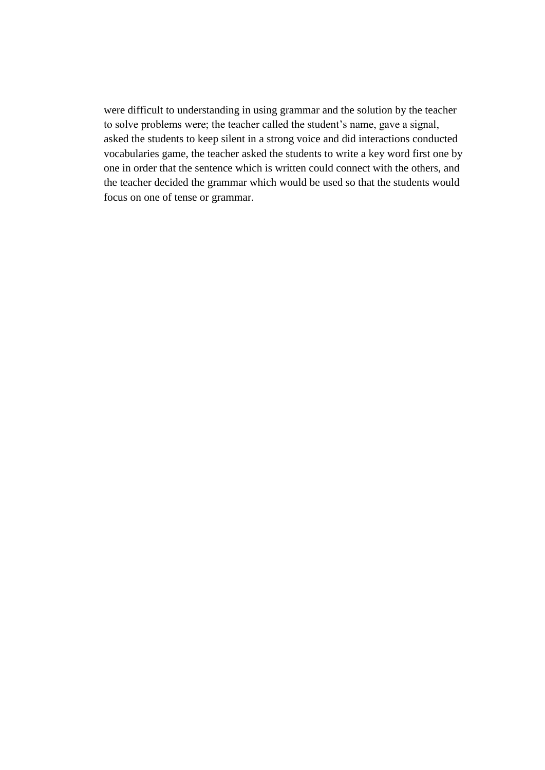were difficult to understanding in using grammar and the solution by the teacher to solve problems were; the teacher called the student's name, gave a signal, asked the students to keep silent in a strong voice and did interactions conducted vocabularies game, the teacher asked the students to write a key word first one by one in order that the sentence which is written could connect with the others, and the teacher decided the grammar which would be used so that the students would focus on one of tense or grammar.